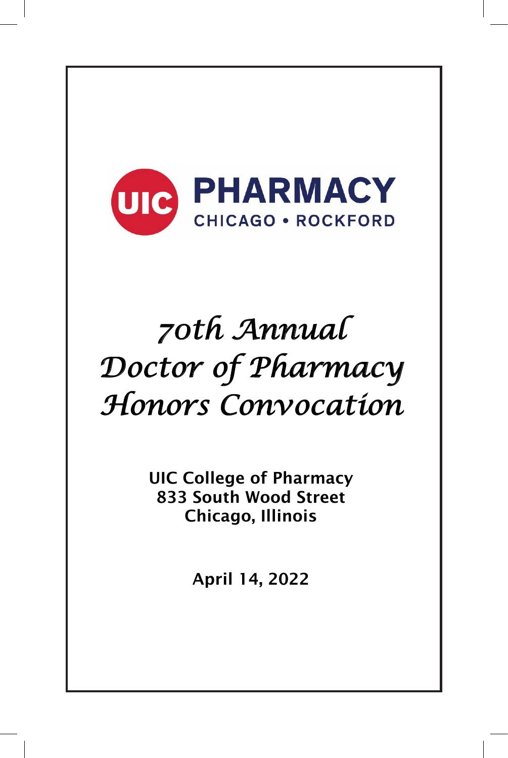UIC PHARMACY

CHICAGO • ROCKFORD

# *70th Annual Doctor of Pharmacy Honors Convocation*

**UIC College of Pharmacy**
**833 South Wood Street**
**Chicago, Illinois**

**April 14, 2022**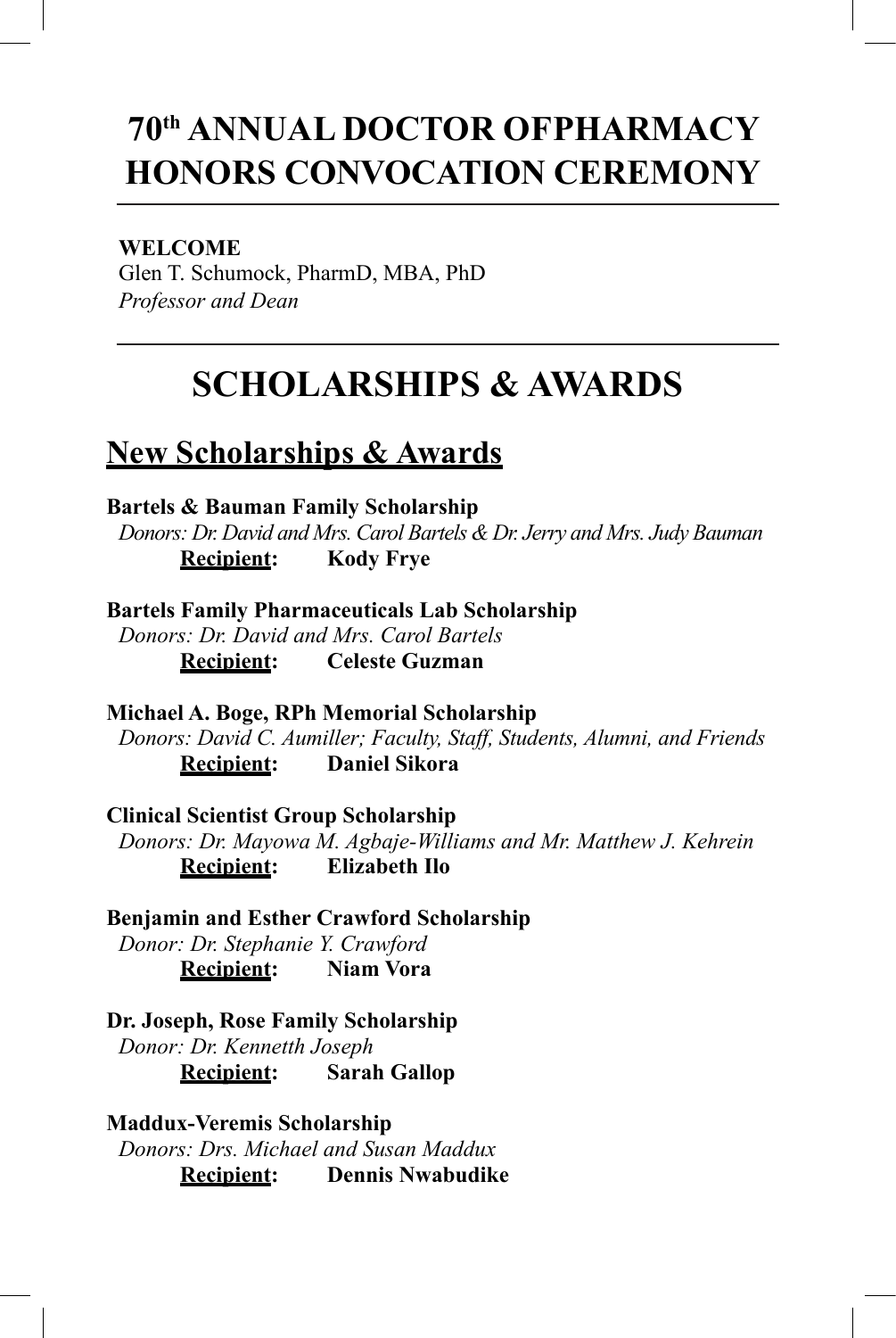# 70th ANNUAL DOCTOR OFPHARMACY HONORS CONVOCATION CEREMONY

**WELCOME**
Glen T. Schumock, PharmD, MBA, PhD
*Professor and Dean*

# SCHOLARSHIPS & AWARDS

## New Scholarships & Awards

**Bartels & Bauman Family Scholarship**
*Donors: Dr. David and Mrs. Carol Bartels & Dr. Jerry and Mrs. Judy Bauman*
**Recipient: Kody Frye**

**Bartels Family Pharmaceuticals Lab Scholarship**
*Donors: Dr. David and Mrs. Carol Bartels*
**Recipient: Celeste Guzman**

**Michael A. Boge, RPh Memorial Scholarship**
*Donors: David C. Aumiller; Faculty, Staff, Students, Alumni, and Friends*
**Recipient: Daniel Sikora**

**Clinical Scientist Group Scholarship**
*Donors: Dr. Mayowa M. Agbaje-Williams and Mr. Matthew J. Kehrein*
**Recipient: Elizabeth Ilo**

**Benjamin and Esther Crawford Scholarship**
*Donor: Dr. Stephanie Y. Crawford*
**Recipient: Niam Vora**

**Dr. Joseph, Rose Family Scholarship**
*Donor: Dr. Kennetth Joseph*
**Recipient: Sarah Gallop**

**Maddux-Veremis Scholarship**
*Donors: Drs. Michael and Susan Maddux*
**Recipient: Dennis Nwabudike**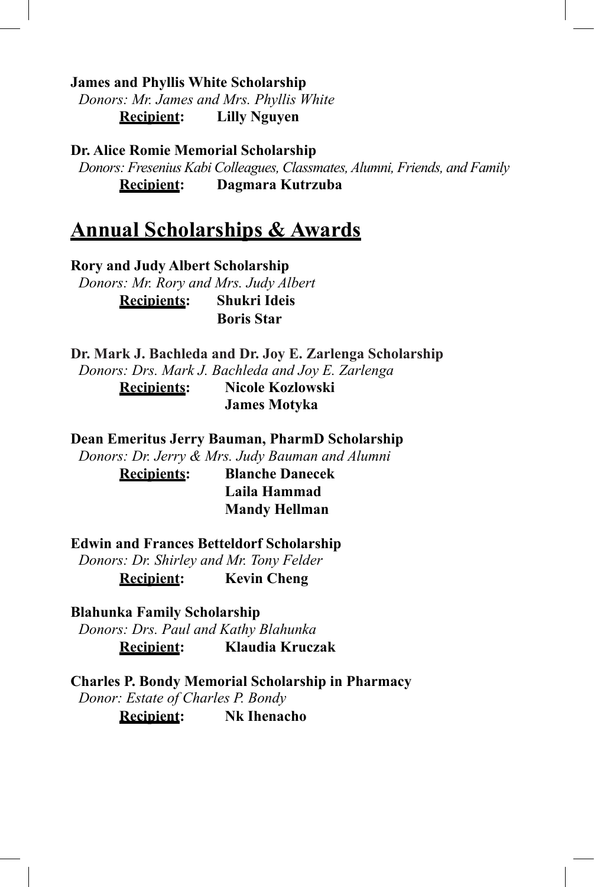**James and Phyllis White Scholarship**
*Donors: Mr. James and Mrs. Phyllis White*
**Recipient: Lilly Nguyen**

**Dr. Alice Romie Memorial Scholarship**
*Donors: Fresenius Kabi Colleagues, Classmates, Alumni, Friends, and Family*
**Recipient: Dagmara Kutrzuba**

## Annual Scholarships & Awards

**Rory and Judy Albert Scholarship**
*Donors: Mr. Rory and Mrs. Judy Albert*
**Recipients: Shukri Ideis**
**Boris Star**

**Dr. Mark J. Bachleda and Dr. Joy E. Zarlenga Scholarship**
*Donors: Drs. Mark J. Bachleda and Joy E. Zarlenga*
**Recipients: Nicole Kozlowski**
**James Motyka**

**Dean Emeritus Jerry Bauman, PharmD Scholarship**
*Donors: Dr. Jerry & Mrs. Judy Bauman and Alumni*
**Recipients: Blanche Danecek**
**Laila Hammad**
**Mandy Hellman**

**Edwin and Frances Betteldorf Scholarship**
*Donors: Dr. Shirley and Mr. Tony Felder*
**Recipient: Kevin Cheng**

**Blahunka Family Scholarship**
*Donors: Drs. Paul and Kathy Blahunka*
**Recipient: Klaudia Kruczak**

**Charles P. Bondy Memorial Scholarship in Pharmacy**
*Donor: Estate of Charles P. Bondy*
**Recipient: Nk Ihenacho**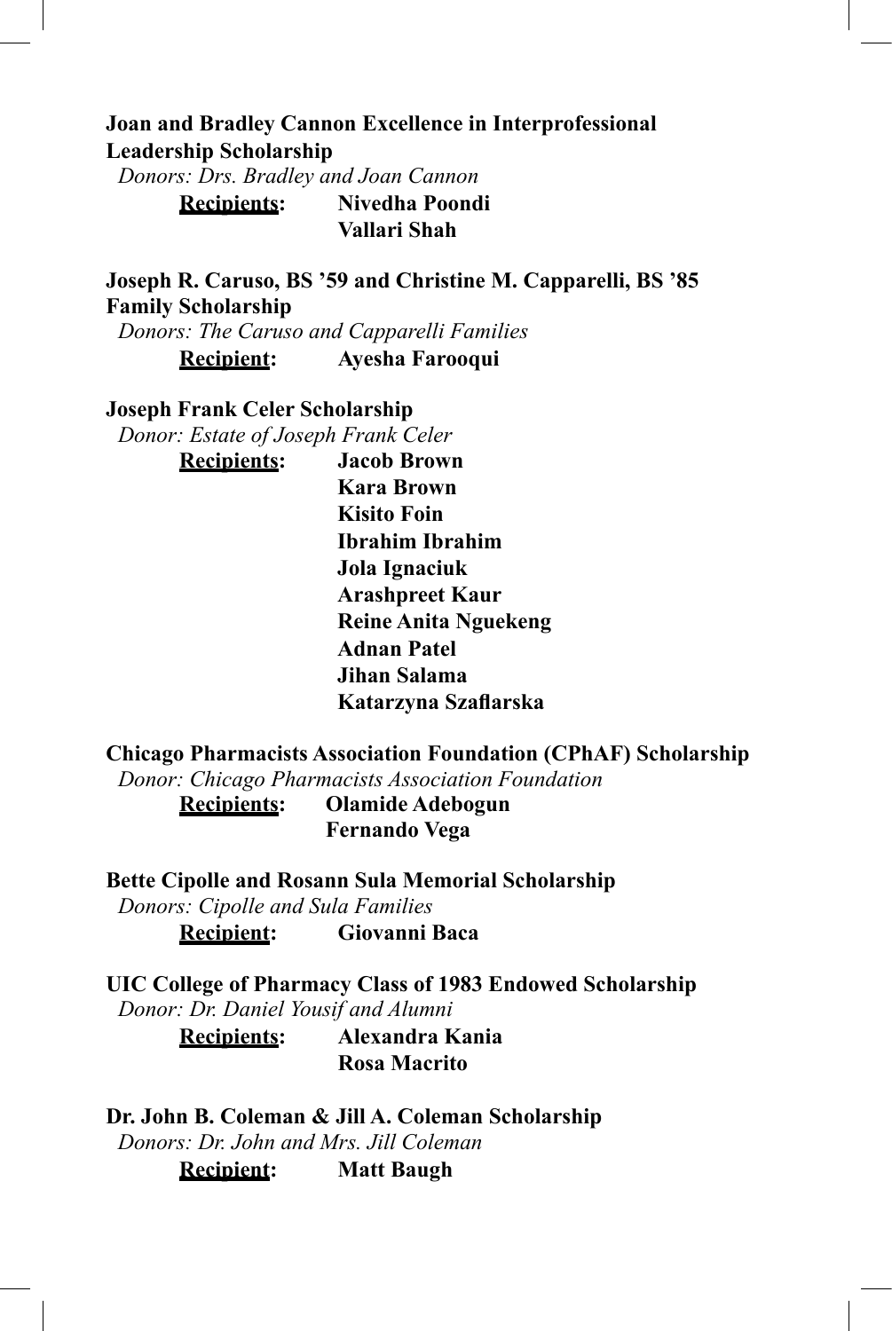**Joan and Bradley Cannon Excellence in Interprofessional Leadership Scholarship**

*Donors: Drs. Bradley and Joan Cannon*

**Recipients:** **Nivedha Poondi**
**Vallari Shah**

**Joseph R. Caruso, BS '59 and Christine M. Capparelli, BS '85 Family Scholarship**

*Donors: The Caruso and Capparelli Families*

**Recipient:** **Ayesha Farooqui**

**Joseph Frank Celer Scholarship**

*Donor: Estate of Joseph Frank Celer*

**Recipients:** **Jacob Brown**
**Kara Brown**
**Kisito Foin**
**Ibrahim Ibrahim**
**Jola Ignaciuk**
**Arashpreet Kaur**
**Reine Anita Nguekeng**
**Adnan Patel**
**Jihan Salama**
**Katarzyna Szaflarska**

**Chicago Pharmacists Association Foundation (CPhAF) Scholarship**

*Donor: Chicago Pharmacists Association Foundation*

**Recipients:** **Olamide Adebogun**
**Fernando Vega**

**Bette Cipolle and Rosann Sula Memorial Scholarship**

*Donors: Cipolle and Sula Families*

**Recipient:** **Giovanni Baca**

**UIC College of Pharmacy Class of 1983 Endowed Scholarship**

*Donor: Dr. Daniel Yousif and Alumni*

**Recipients:** **Alexandra Kania**
**Rosa Macrito**

**Dr. John B. Coleman & Jill A. Coleman Scholarship**

*Donors: Dr. John and Mrs. Jill Coleman*

**Recipient:** **Matt Baugh**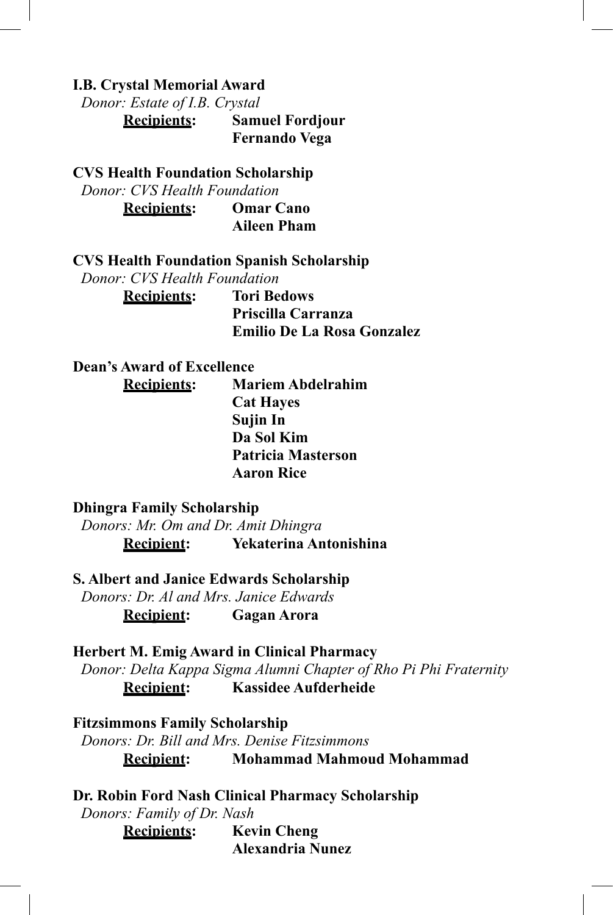**I.B. Crystal Memorial Award**

*Donor: Estate of I.B. Crystal*

**Recipients:** **Samuel Fordjour**
**Fernando Vega**

**CVS Health Foundation Scholarship**

*Donor: CVS Health Foundation*

**Recipients:** **Omar Cano**
**Aileen Pham**

**CVS Health Foundation Spanish Scholarship**

*Donor: CVS Health Foundation*

**Recipients:** **Tori Bedows**
**Priscilla Carranza**
**Emilio De La Rosa Gonzalez**

**Dean's Award of Excellence**

**Recipients:** **Mariem Abdelrahim**
**Cat Hayes**
**Sujin In**
**Da Sol Kim**
**Patricia Masterson**
**Aaron Rice**

**Dhingra Family Scholarship**

*Donors: Mr. Om and Dr. Amit Dhingra*

**Recipient:** **Yekaterina Antonishina**

**S. Albert and Janice Edwards Scholarship**

*Donors: Dr. Al and Mrs. Janice Edwards*

**Recipient:** **Gagan Arora**

**Herbert M. Emig Award in Clinical Pharmacy**

*Donor: Delta Kappa Sigma Alumni Chapter of Rho Pi Phi Fraternity*

**Recipient:** **Kassidee Aufderheide**

**Fitzsimmons Family Scholarship**

*Donors: Dr. Bill and Mrs. Denise Fitzsimmons*

**Recipient:** **Mohammad Mahmoud Mohammad**

**Dr. Robin Ford Nash Clinical Pharmacy Scholarship**

*Donors: Family of Dr. Nash*

**Recipients:** **Kevin Cheng**
**Alexandria Nunez**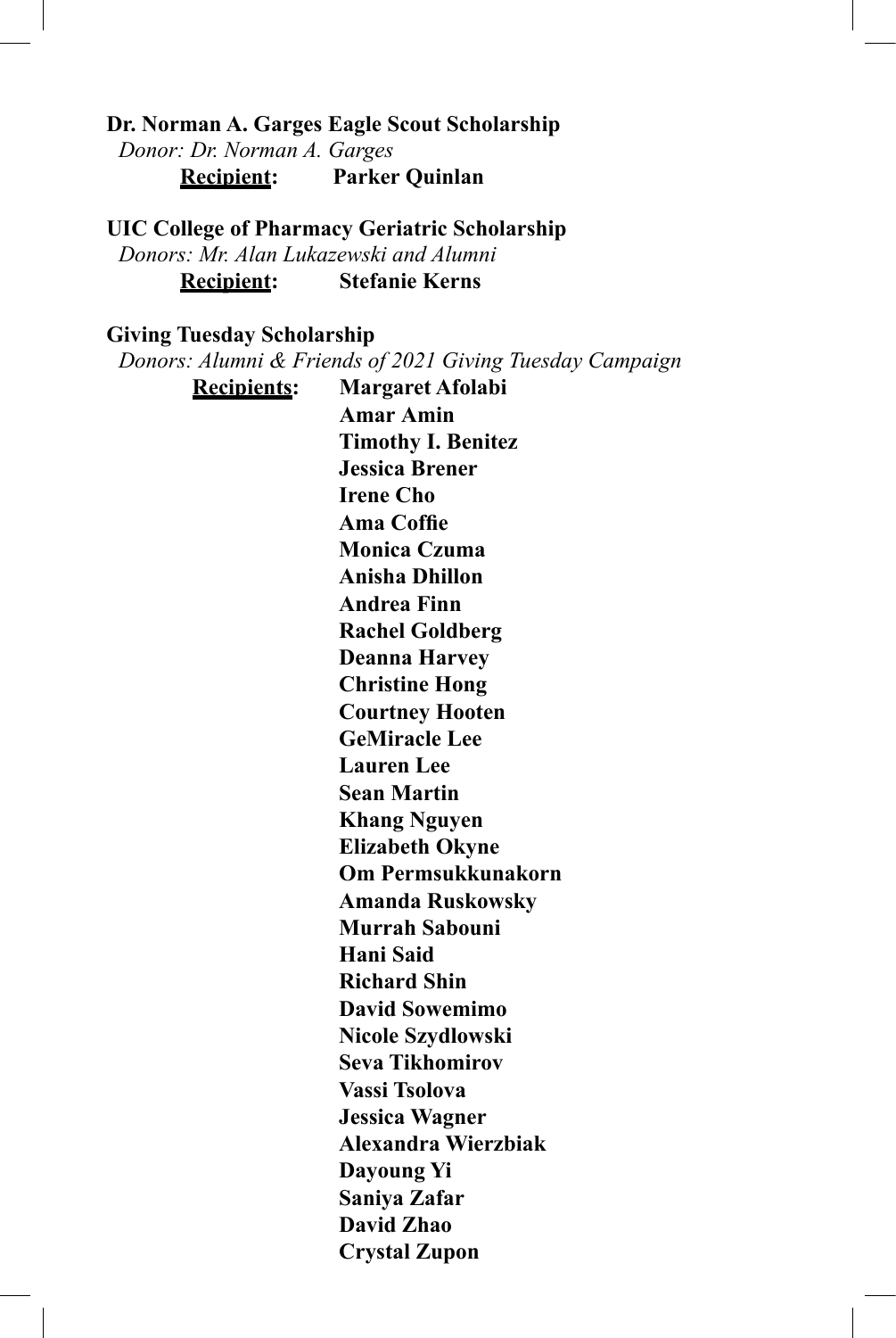**Dr. Norman A. Garges Eagle Scout Scholarship**

*Donor: Dr. Norman A. Garges*

**Recipient:** **Parker Quinlan**

**UIC College of Pharmacy Geriatric Scholarship**

*Donors: Mr. Alan Lukazewski and Alumni*

**Recipient:** **Stefanie Kerns**

**Giving Tuesday Scholarship**

*Donors: Alumni & Friends of 2021 Giving Tuesday Campaign*

**Recipients:**

**Margaret Afolabi**
**Amar Amin**
**Timothy I. Benitez**
**Jessica Brener**
**Irene Cho**
**Ama Coffie**
**Monica Czuma**
**Anisha Dhillon**
**Andrea Finn**
**Rachel Goldberg**
**Deanna Harvey**
**Christine Hong**
**Courtney Hooten**
**GeMiracle Lee**
**Lauren Lee**
**Sean Martin**
**Khang Nguyen**
**Elizabeth Okyne**
**Om Permsukkunakorn**
**Amanda Ruskowsky**
**Murrah Sabouni**
**Hani Said**
**Richard Shin**
**David Sowemimo**
**Nicole Szydlowski**
**Seva Tikhomirov**
**Vassi Tsolova**
**Jessica Wagner**
**Alexandra Wierzbiak**
**Dayoung Yi**
**Saniya Zafar**
**David Zhao**
**Crystal Zupon**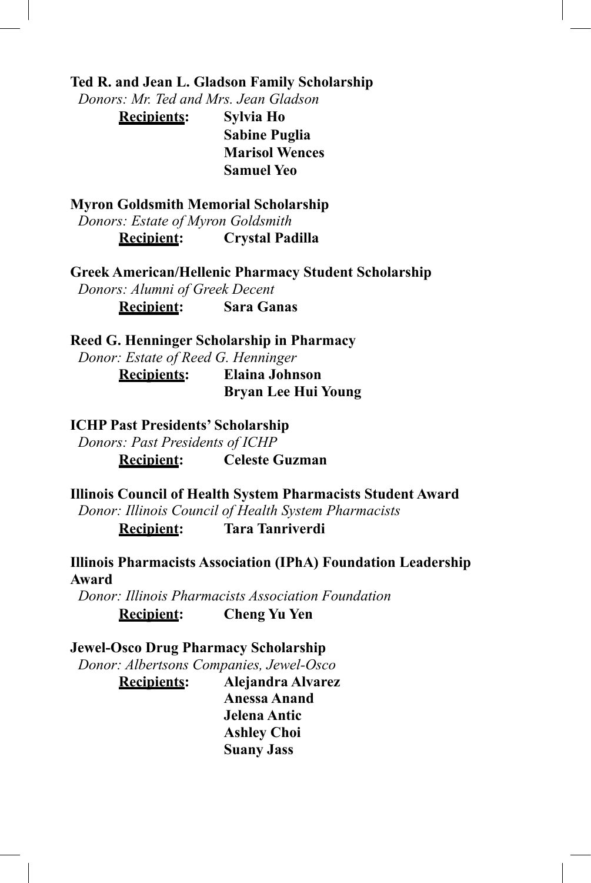**Ted R. and Jean L. Gladson Family Scholarship**
*Donors: Mr. Ted and Mrs. Jean Gladson*
**Recipients:** **Sylvia Ho**
**Sabine Puglia**
**Marisol Wences**
**Samuel Yeo**

**Myron Goldsmith Memorial Scholarship**
*Donors: Estate of Myron Goldsmith*
**Recipient:** **Crystal Padilla**

**Greek American/Hellenic Pharmacy Student Scholarship**
*Donors: Alumni of Greek Decent*
**Recipient:** **Sara Ganas**

**Reed G. Henninger Scholarship in Pharmacy**
*Donor: Estate of Reed G. Henninger*
**Recipients:** **Elaina Johnson**
**Bryan Lee Hui Young**

**ICHP Past Presidents' Scholarship**
*Donors: Past Presidents of ICHP*
**Recipient:** **Celeste Guzman**

**Illinois Council of Health System Pharmacists Student Award**
*Donor: Illinois Council of Health System Pharmacists*
**Recipient:** **Tara Tanriverdi**

**Illinois Pharmacists Association (IPhA) Foundation Leadership Award**
*Donor: Illinois Pharmacists Association Foundation*
**Recipient:** **Cheng Yu Yen**

**Jewel-Osco Drug Pharmacy Scholarship**
*Donor: Albertsons Companies, Jewel-Osco*
**Recipients:** **Alejandra Alvarez**
**Anessa Anand**
**Jelena Antic**
**Ashley Choi**
**Suany Jass**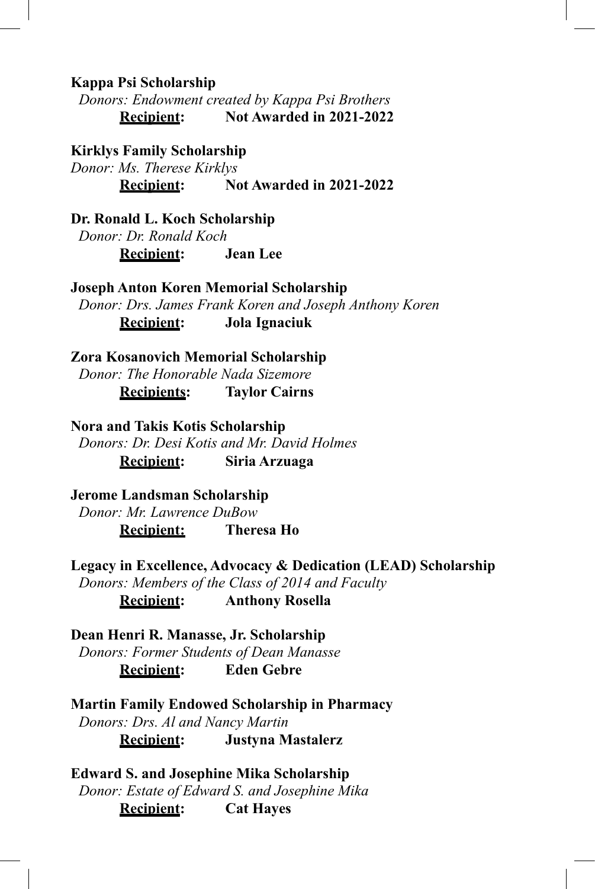**Kappa Psi Scholarship**
*Donors: Endowment created by Kappa Psi Brothers*
**Recipient:** **Not Awarded in 2021-2022**

**Kirklys Family Scholarship**
*Donor: Ms. Therese Kirklys*
**Recipient:** **Not Awarded in 2021-2022**

**Dr. Ronald L. Koch Scholarship**
*Donor: Dr. Ronald Koch*
**Recipient:** **Jean Lee**

**Joseph Anton Koren Memorial Scholarship**
*Donor: Drs. James Frank Koren and Joseph Anthony Koren*
**Recipient:** **Jola Ignaciuk**

**Zora Kosanovich Memorial Scholarship**
*Donor: The Honorable Nada Sizemore*
**Recipients:** **Taylor Cairns**

**Nora and Takis Kotis Scholarship**
*Donors: Dr. Desi Kotis and Mr. David Holmes*
**Recipient:** **Siria Arzuaga**

**Jerome Landsman Scholarship**
*Donor: Mr. Lawrence DuBow*
**Recipient:** **Theresa Ho**

**Legacy in Excellence, Advocacy & Dedication (LEAD) Scholarship**
*Donors: Members of the Class of 2014 and Faculty*
**Recipient:** **Anthony Rosella**

**Dean Henri R. Manasse, Jr. Scholarship**
*Donors: Former Students of Dean Manasse*
**Recipient:** **Eden Gebre**

**Martin Family Endowed Scholarship in Pharmacy**
*Donors: Drs. Al and Nancy Martin*
**Recipient:** **Justyna Mastalerz**

**Edward S. and Josephine Mika Scholarship**
*Donor: Estate of Edward S. and Josephine Mika*
**Recipient:** **Cat Hayes**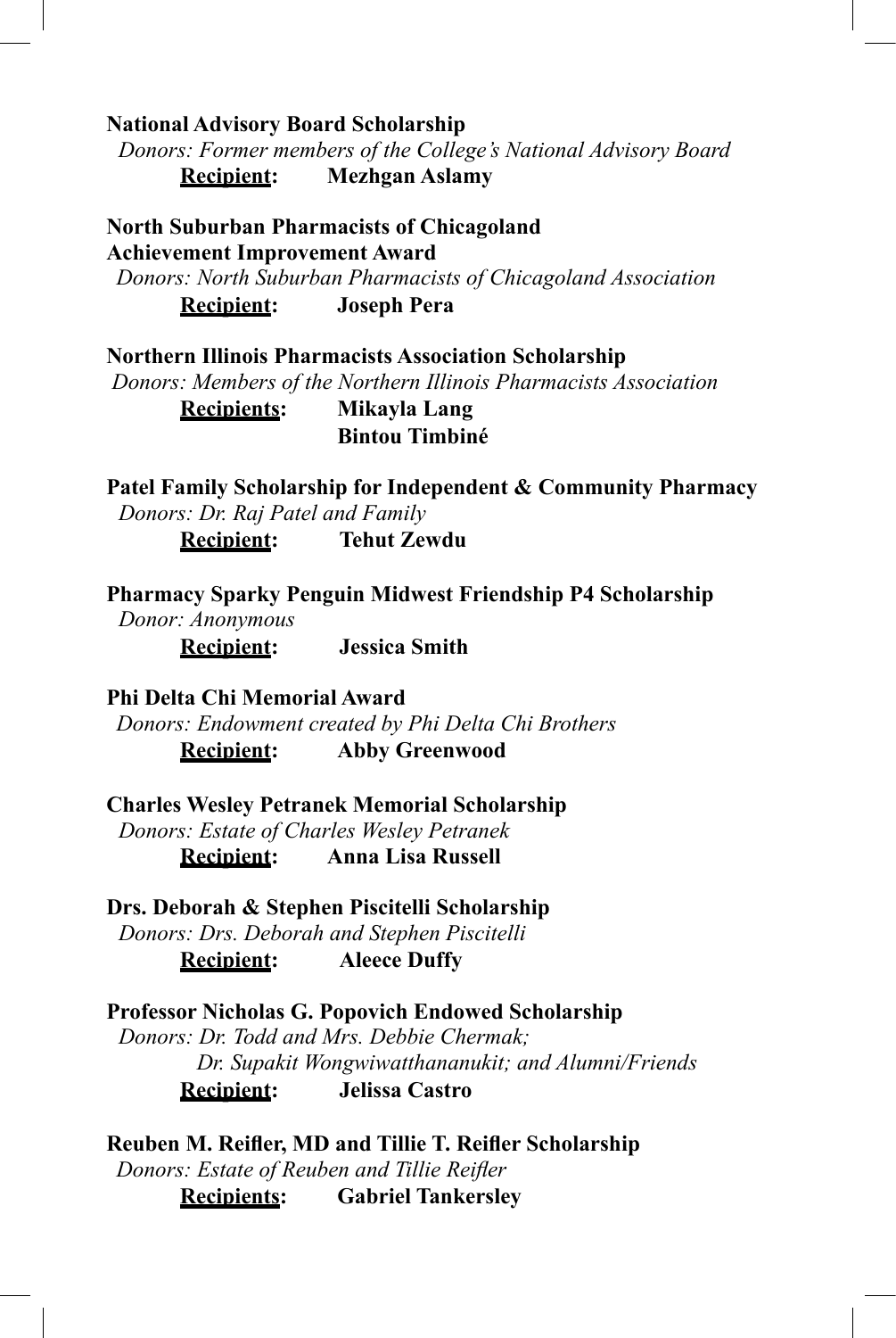**National Advisory Board Scholarship**
*Donors: Former members of the College's National Advisory Board*
**Recipient:** **Mezhgan Aslamy**

**North Suburban Pharmacists of Chicagoland Achievement Improvement Award**
*Donors: North Suburban Pharmacists of Chicagoland Association*
**Recipient:** **Joseph Pera**

**Northern Illinois Pharmacists Association Scholarship**
*Donors: Members of the Northern Illinois Pharmacists Association*
**Recipients:** **Mikayla Lang**
**Bintou Timbiné**

**Patel Family Scholarship for Independent & Community Pharmacy**
*Donors: Dr. Raj Patel and Family*
**Recipient:** **Tehut Zewdu**

**Pharmacy Sparky Penguin Midwest Friendship P4 Scholarship**
*Donor: Anonymous*
**Recipient:** **Jessica Smith**

**Phi Delta Chi Memorial Award**
*Donors: Endowment created by Phi Delta Chi Brothers*
**Recipient:** **Abby Greenwood**

**Charles Wesley Petranek Memorial Scholarship**
*Donors: Estate of Charles Wesley Petranek*
**Recipient:** **Anna Lisa Russell**

**Drs. Deborah & Stephen Piscitelli Scholarship**
*Donors: Drs. Deborah and Stephen Piscitelli*
**Recipient:** **Aleece Duffy**

**Professor Nicholas G. Popovich Endowed Scholarship**
*Donors: Dr. Todd and Mrs. Debbie Chermak;*
*Dr. Supakit Wongwiwatthananukit; and Alumni/Friends*
**Recipient:** **Jelissa Castro**

**Reuben M. Reifler, MD and Tillie T. Reifler Scholarship**
*Donors: Estate of Reuben and Tillie Reifler*
**Recipients:** **Gabriel Tankersley**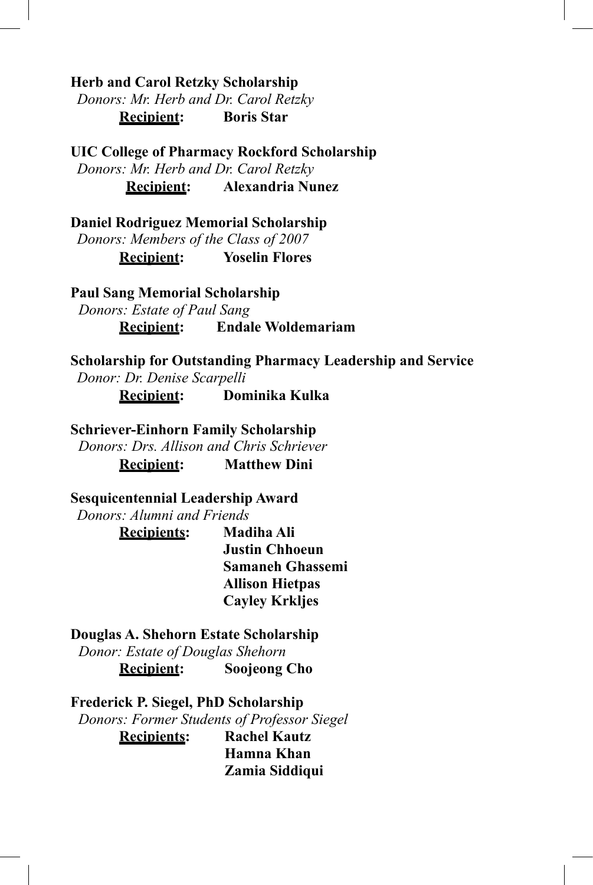**Herb and Carol Retzky Scholarship**
*Donors: Mr. Herb and Dr. Carol Retzky*
**Recipient:** **Boris Star**

**UIC College of Pharmacy Rockford Scholarship**
*Donors: Mr. Herb and Dr. Carol Retzky*
**Recipient:** **Alexandria Nunez**

**Daniel Rodriguez Memorial Scholarship**
*Donors: Members of the Class of 2007*
**Recipient:** **Yoselin Flores**

**Paul Sang Memorial Scholarship**
*Donors: Estate of Paul Sang*
**Recipient:** **Endale Woldemariam**

**Scholarship for Outstanding Pharmacy Leadership and Service**
*Donor: Dr. Denise Scarpelli*
**Recipient:** **Dominika Kulka**

**Schriever-Einhorn Family Scholarship**
*Donors: Drs. Allison and Chris Schriever*
**Recipient:** **Matthew Dini**

**Sesquicentennial Leadership Award**
*Donors: Alumni and Friends*
**Recipients:**
**Madiha Ali**
**Justin Chhoeun**
**Samaneh Ghassemi**
**Allison Hietpas**
**Cayley Krkljes**

**Douglas A. Shehorn Estate Scholarship**
*Donor: Estate of Douglas Shehorn*
**Recipient:** **Soojeong Cho**

**Frederick P. Siegel, PhD Scholarship**
*Donors: Former Students of Professor Siegel*
**Recipients:**
**Rachel Kautz**
**Hamna Khan**
**Zamia Siddiqui**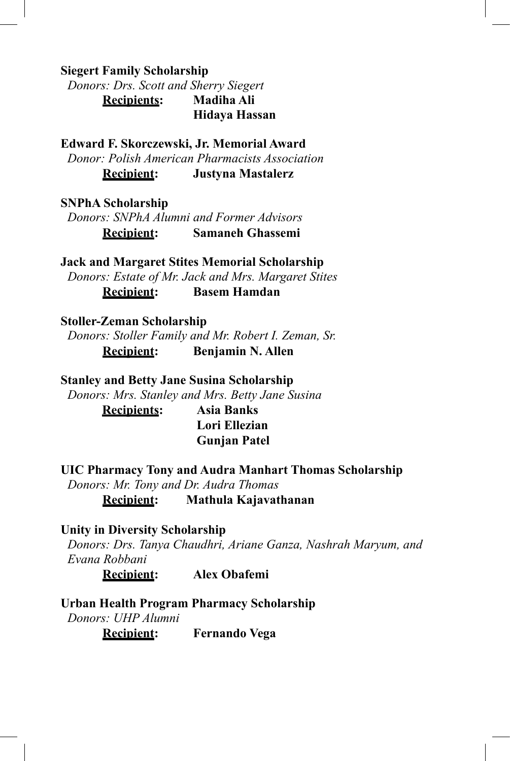**Siegert Family Scholarship**
*Donors: Drs. Scott and Sherry Siegert*
**Recipients:** **Madiha Ali**
**Hidaya Hassan**

**Edward F. Skorczewski, Jr. Memorial Award**
*Donor: Polish American Pharmacists Association*
**Recipient:** **Justyna Mastalerz**

**SNPhA Scholarship**
*Donors: SNPhA Alumni and Former Advisors*
**Recipient:** **Samaneh Ghassemi**

**Jack and Margaret Stites Memorial Scholarship**
*Donors: Estate of Mr. Jack and Mrs. Margaret Stites*
**Recipient:** **Basem Hamdan**

**Stoller-Zeman Scholarship**
*Donors: Stoller Family and Mr. Robert I. Zeman, Sr.*
**Recipient:** **Benjamin N. Allen**

**Stanley and Betty Jane Susina Scholarship**
*Donors: Mrs. Stanley and Mrs. Betty Jane Susina*
**Recipients:** **Asia Banks**
**Lori Ellezian**
**Gunjan Patel**

**UIC Pharmacy Tony and Audra Manhart Thomas Scholarship**
*Donors: Mr. Tony and Dr. Audra Thomas*
**Recipient:** **Mathula Kajavathanan**

**Unity in Diversity Scholarship**
*Donors: Drs. Tanya Chaudhri, Ariane Ganza, Nashrah Maryum, and Evana Robbani*
**Recipient:** **Alex Obafemi**

**Urban Health Program Pharmacy Scholarship**
*Donors: UHP Alumni*
**Recipient:** **Fernando Vega**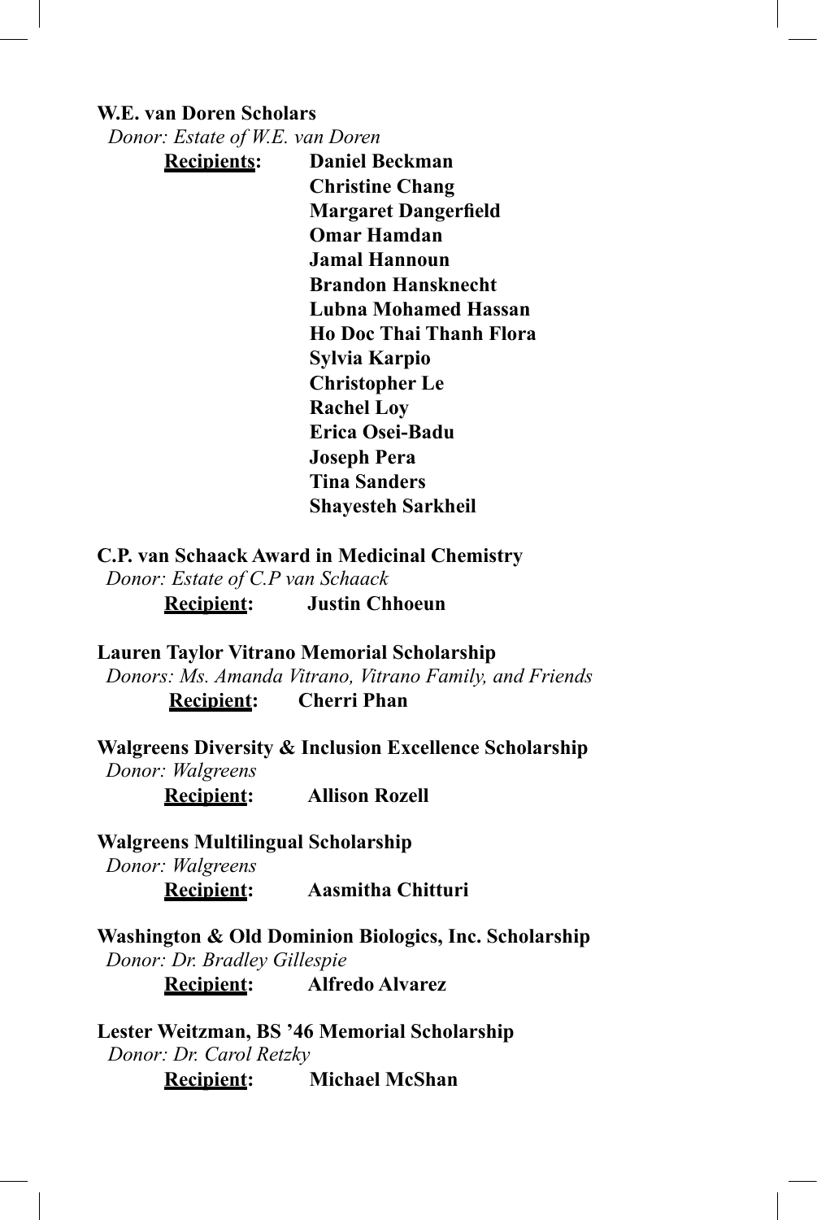**W.E. van Doren Scholars**

*Donor: Estate of W.E. van Doren*

**Recipients:** **Daniel Beckman**
**Christine Chang**
**Margaret Dangerfield**
**Omar Hamdan**
**Jamal Hannoun**
**Brandon Hansknecht**
**Lubna Mohamed Hassan**
**Ho Doc Thai Thanh Flora**
**Sylvia Karpio**
**Christopher Le**
**Rachel Loy**
**Erica Osei-Badu**
**Joseph Pera**
**Tina Sanders**
**Shayesteh Sarkheil**

**C.P. van Schaack Award in Medicinal Chemistry**

*Donor: Estate of C.P van Schaack*

**Recipient:** **Justin Chhoeun**

**Lauren Taylor Vitrano Memorial Scholarship**

*Donors: Ms. Amanda Vitrano, Vitrano Family, and Friends*

**Recipient:** **Cherri Phan**

**Walgreens Diversity & Inclusion Excellence Scholarship**

*Donor: Walgreens*

**Recipient:** **Allison Rozell**

**Walgreens Multilingual Scholarship**

*Donor: Walgreens*

**Recipient:** **Aasmitha Chitturi**

**Washington & Old Dominion Biologics, Inc. Scholarship**

*Donor: Dr. Bradley Gillespie*

**Recipient:** **Alfredo Alvarez**

**Lester Weitzman, BS '46 Memorial Scholarship**

*Donor: Dr. Carol Retzky*

**Recipient:** **Michael McShan**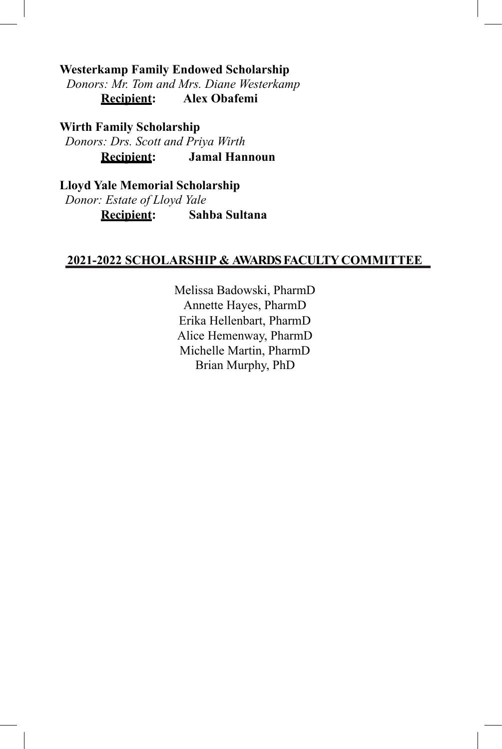**Westerkamp Family Endowed Scholarship**
*Donors: Mr. Tom and Mrs. Diane Westerkamp*
**Recipient: Alex Obafemi**

**Wirth Family Scholarship**
*Donors: Drs. Scott and Priya Wirth*
**Recipient: Jamal Hannoun**

**Lloyd Yale Memorial Scholarship**
*Donor: Estate of Lloyd Yale*
**Recipient: Sahba Sultana**

## 2021-2022 SCHOLARSHIP & AWARDS FACULTY COMMITTEE

Melissa Badowski, PharmD
Annette Hayes, PharmD
Erika Hellenbart, PharmD
Alice Hemenway, PharmD
Michelle Martin, PharmD
Brian Murphy, PhD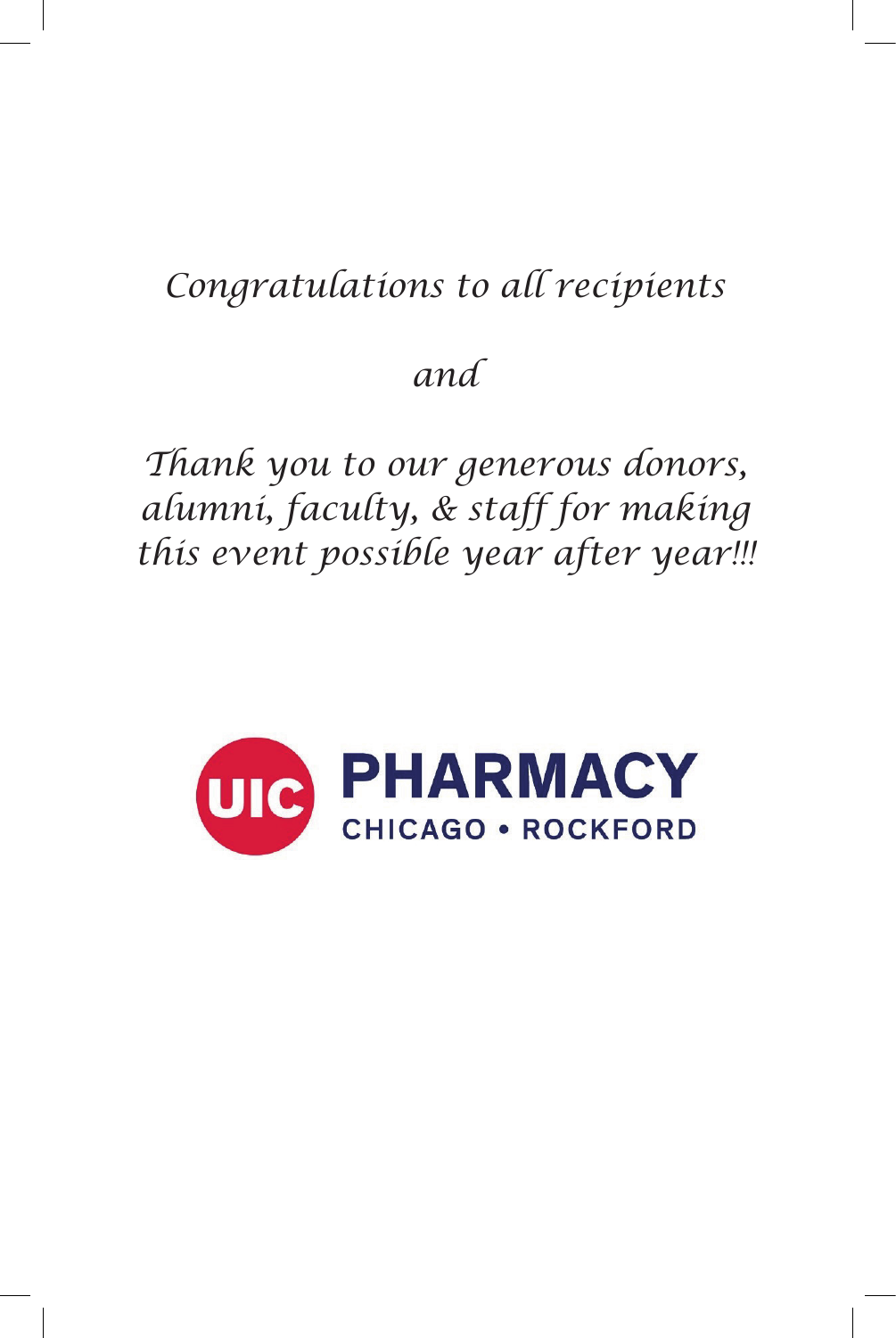*Congratulations to all recipients*

*and*

*Thank you to our generous donors, alumni, faculty, & staff for making this event possible year after year!!!*

UIC PHARMACY
CHICAGO • ROCKFORD